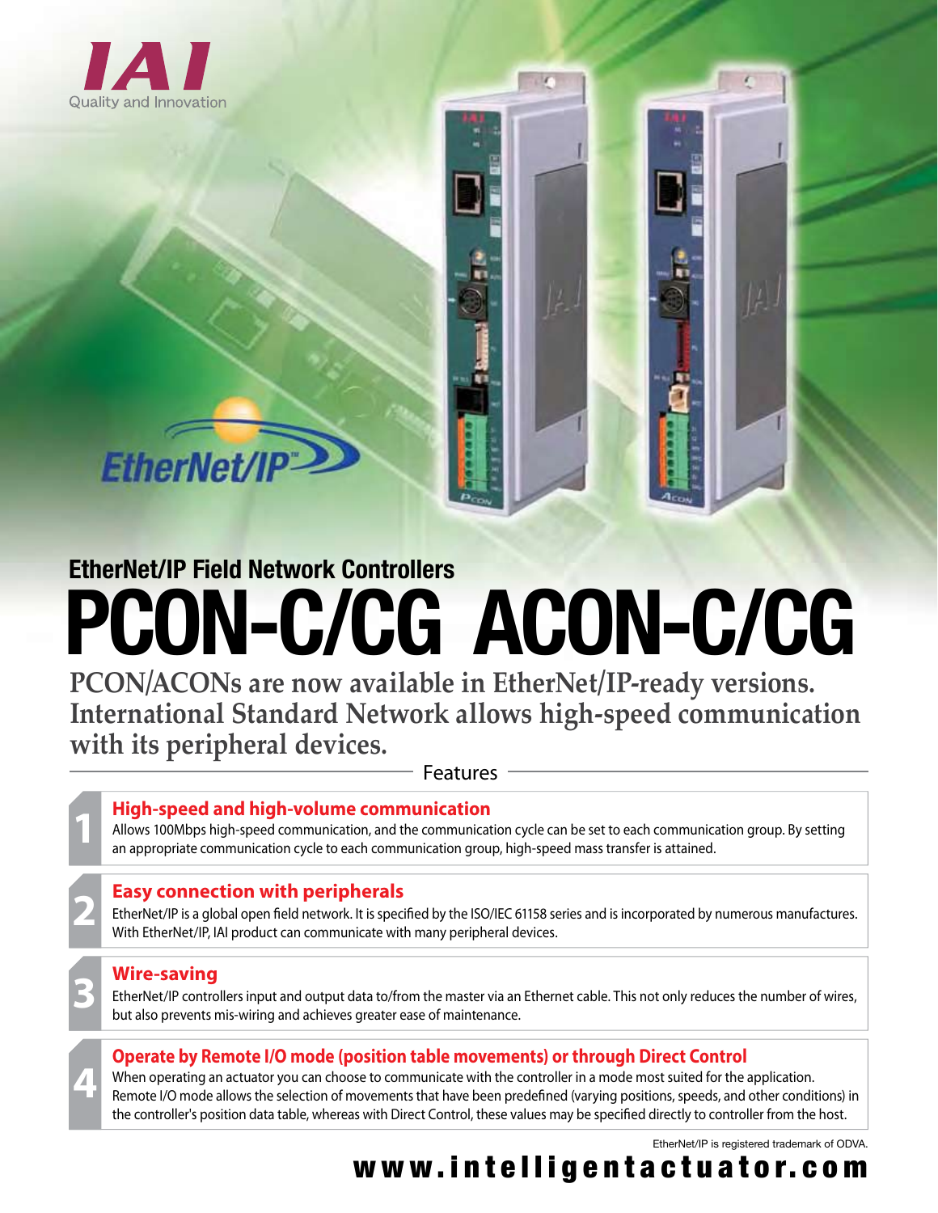IAI
Quality and Innovation

EtherNet/IP

## EtherNet/IP Field Network Controllers

# PCON-C/CG ACON-C/CG

**PCON/ACONs are now available in EtherNet/IP-ready versions. International Standard Network allows high-speed communication with its peripheral devices.**

## Features

### 1 High-speed and high-volume communication

Allows 100Mbps high-speed communication, and the communication cycle can be set to each communication group. By setting an appropriate communication cycle to each communication group, high-speed mass transfer is attained.

### 2 Easy connection with peripherals

EtherNet/IP is a global open field network. It is specified by the ISO/IEC 61158 series and is incorporated by numerous manufactures. With EtherNet/IP, IAI product can communicate with many peripheral devices.

### 3 Wire-saving

EtherNet/IP controllers input and output data to/from the master via an Ethernet cable. This not only reduces the number of wires, but also prevents mis-wiring and achieves greater ease of maintenance.

### 4 Operate by Remote I/O mode (position table movements) or through Direct Control

When operating an actuator you can choose to communicate with the controller in a mode most suited for the application. Remote I/O mode allows the selection of movements that have been predefined (varying positions, speeds, and other conditions) in the controller's position data table, whereas with Direct Control, these values may be specified directly to controller from the host.

EtherNet/IP is registered trademark of ODVA.

www.intelligentactuator.com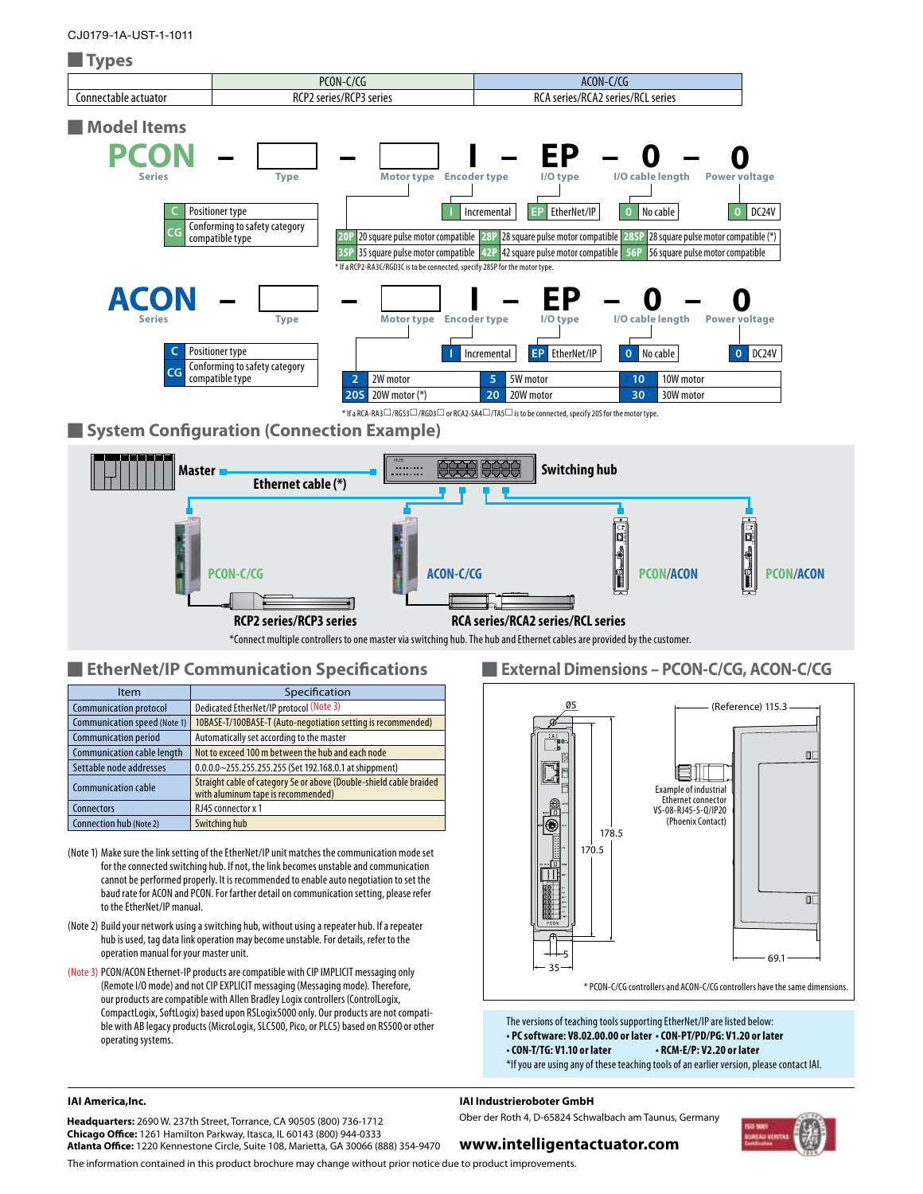CJ0179-1A-UST-1-1011

## Types

| | PCON-C/CG | ACON-C/CG |
|---|---|---|
| Connectable actuator | RCP2 series/RCP3 series | RCA series/RCA2 series/RCL series |

## Model Items

**PCON** – [Type] – [Motor type] **I** – **EP** – **0** – **0**

Series / Type / Motor type / Encoder type / I/O type / I/O cable length / Power voltage

Type:

- C: Positioner type
- CG: Conforming to safety category compatible type

Encoder type:

- I: Incremental

I/O type:

- EP: EtherNet/IP

I/O cable length:

- 0: No cable

Power voltage:

- 0: DC24V

Motor type:

| | | | | | |
|---|---|---|---|---|---|
| 20P | 20 square pulse motor compatible | 28P | 28 square pulse motor compatible | 28SP | 28 square pulse motor compatible (*) |
| 35P | 35 square pulse motor compatible | 42P | 42 square pulse motor compatible | 56P | 56 square pulse motor compatible |

* If a RCP2-RA3C/RGD3C is to be connected, specify 28SP for the motor type.

**ACON** – [Type] – [Motor type] **I** – **EP** – **0** – **0**

Series / Type / Motor type / Encoder type / I/O type / I/O cable length / Power voltage

Type:

- C: Positioner type
- CG: Conforming to safety category compatible type

Encoder type:

- I: Incremental

I/O type:

- EP: EtherNet/IP

I/O cable length:

- 0: No cable

Power voltage:

- 0: DC24V

Motor type:

| | | | | | |
|---|---|---|---|---|---|
| 2 | 2W motor | 5 | 5W motor | 10 | 10W motor |
| 20S | 20W motor (*) | 20 | 20W motor | 30 | 30W motor |

* If a RCA-RA3□/RGS3□/RGD3□ or RCA2-SA4□/TA5□ is to be connected, specify 20S for the motor type.

## System Configuration (Connection Example)

Master

Ethernet cable (*)

Switching hub

PCON-C/CG

ACON-C/CG

PCON/ACON

PCON/ACON

RCP2 series/RCP3 series

RCA series/RCA2 series/RCL series

*Connect multiple controllers to one master via switching hub. The hub and Ethernet cables are provided by the customer.

## EtherNet/IP Communication Specifications

| Item | Specification |
|---|---|
| Communication protocol | Dedicated EtherNet/IP protocol (Note 3) |
| Communication speed (Note 1) | 10BASE-T/100BASE-T (Auto-negotiation setting is recommended) |
| Communication period | Automatically set according to the master |
| Communication cable length | Not to exceed 100 m between the hub and each node |
| Settable node addresses | 0.0.0.0~255.255.255.255 (Set 192.168.0.1 at shipment) |
| Communication cable | Straight cable of category 5e or above (Double-shield cable braided with aluminum tape is recommended) |
| Connectors | RJ45 connector x 1 |
| Connection hub (Note 2) | Switching hub |

(Note 1) Make sure the link setting of the EtherNet/IP unit matches the communication mode set for the connected switching hub. If not, the link becomes unstable and communication cannot be performed properly. It is recommended to enable auto negotiation to set the baud rate for ACON and PCON. For farther detail on communication setting, please refer to the EtherNet/IP manual.

(Note 2) Build your network using a switching hub, without using a repeater hub. If a repeater hub is used, tag data link operation may become unstable. For details, refer to the operation manual for your master unit.

(Note 3) PCON/ACON Ethernet-IP products are compatible with CIP IMPLICIT messaging only (Remote I/O mode) and not CIP EXPLICIT messaging (Messaging mode). Therefore, our products are compatible with Allen Bradley Logix controllers (ControlLogix, CompactLogix, SoftLogix) based upon RSLogix5000 only. Our products are not compatible with AB legacy products (MicroLogix, SLC500, Pico, or PLC5) based on RS500 or other operating systems.

## External Dimensions – PCON-C/CG, ACON-C/CG

Ø5

(Reference) 115.3

Example of industrial Ethernet connector VS-08-RJ45-5-Q/IP20 (Phoenix Contact)

178.5

170.5

5

35

69.1

* PCON-C/CG controllers and ACON-C/CG controllers have the same dimensions.

The versions of teaching tools supporting EtherNet/IP are listed below:

- **PC software: V8.02.00.00 or later**
- **CON-PT/PD/PG: V1.20 or later**
- **CON-T/TG: V1.10 or later**
- **RCM-E/P: V2.20 or later**

*If you are using any of these teaching tools of an earlier version, please contact IAI.

**IAI America,Inc.**

**Headquarters:** 2690 W. 237th Street, Torrance, CA 90505 (800) 736-1712
**Chicago Office:** 1261 Hamilton Parkway, Itasca, IL 60143 (800) 944-0333
**Atlanta Office:** 1220 Kennestone Circle, Suite 108, Marietta, GA 30066 (888) 354-9470

**IAI Industrieroboter GmbH**

Ober der Roth 4, D-65824 Schwalbach am Taunus, Germany

**www.intelligentactuator.com**

The information contained in this product brochure may change without prior notice due to product improvements.